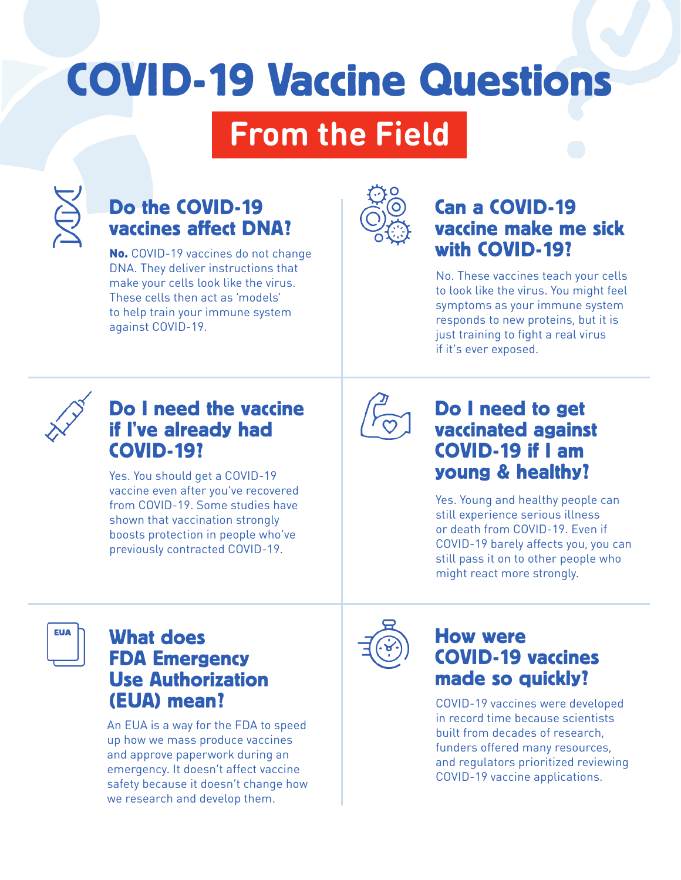# COVID-19 Vaccine Questions

## From the Field

### Do the COVID-19 vaccines affect DNA?

**No.** COVID-19 vaccines do not change DNA. They deliver instructions that make your cells look like the virus. These cells then act as 'models' to help train your immune system against COVID-19.

### Can a COVID-19 vaccine make me sick with COVID-19?

No. These vaccines teach your cells to look like the virus. You might feel symptoms as your immune system responds to new proteins, but it is just training to fight a real virus if it's ever exposed.

### Do I need the vaccine if I've already had COVID-19?

Yes. You should get a COVID-19 vaccine even after you've recovered from COVID-19. Some studies have shown that vaccination strongly boosts protection in people who've previously contracted COVID-19.

### Do I need to get vaccinated against COVID-19 if I am young & healthy?

Yes. Young and healthy people can still experience serious illness or death from COVID-19. Even if COVID-19 barely affects you, you can still pass it on to other people who might react more strongly.

### What does FDA Emergency Use Authorization (EUA) mean?

An EUA is a way for the FDA to speed up how we mass produce vaccines and approve paperwork during an emergency. It doesn't affect vaccine safety because it doesn't change how we research and develop them.

### How were COVID-19 vaccines made so quickly?

COVID-19 vaccines were developed in record time because scientists built from decades of research, funders offered many resources, and regulators prioritized reviewing COVID-19 vaccine applications.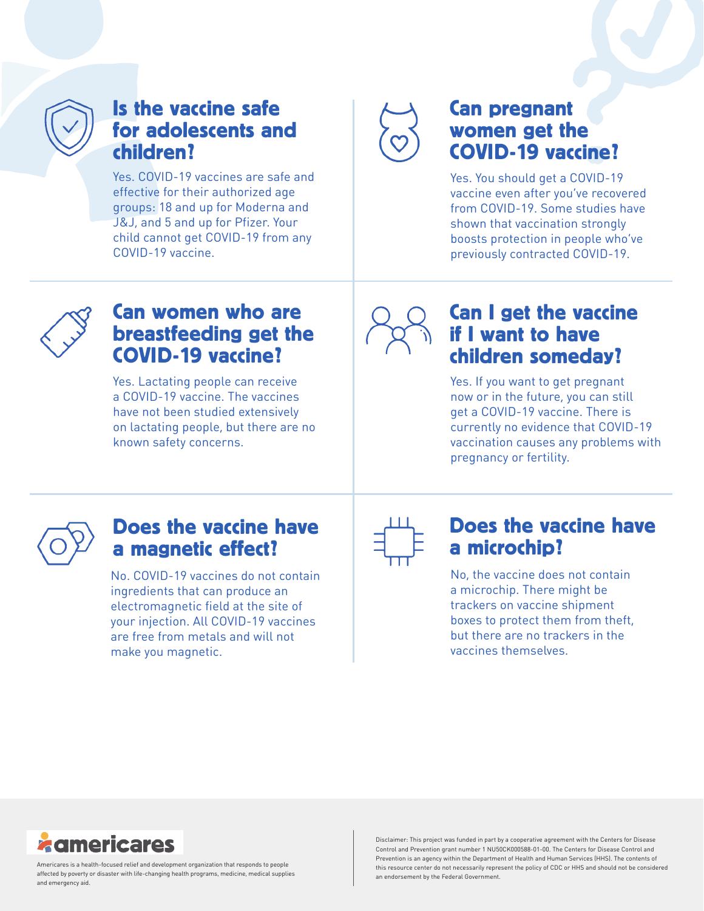## Is the vaccine safe for adolescents and children?

Yes. COVID-19 vaccines are safe and effective for their authorized age groups: 18 and up for Moderna and J&J, and 5 and up for Pfizer. Your child cannot get COVID-19 from any COVID-19 vaccine.

## Can pregnant women get the COVID-19 vaccine?

Yes. You should get a COVID-19 vaccine even after you've recovered from COVID-19. Some studies have shown that vaccination strongly boosts protection in people who've previously contracted COVID-19.

## Can women who are breastfeeding get the COVID-19 vaccine?

Yes. Lactating people can receive a COVID-19 vaccine. The vaccines have not been studied extensively on lactating people, but there are no known safety concerns.

## Can I get the vaccine if I want to have children someday?

Yes. If you want to get pregnant now or in the future, you can still get a COVID-19 vaccine. There is currently no evidence that COVID-19 vaccination causes any problems with pregnancy or fertility.

## Does the vaccine have a magnetic effect?

No. COVID-19 vaccines do not contain ingredients that can produce an electromagnetic field at the site of your injection. All COVID-19 vaccines are free from metals and will not make you magnetic.

## Does the vaccine have a microchip?

No, the vaccine does not contain a microchip. There might be trackers on vaccine shipment boxes to protect them from theft, but there are no trackers in the vaccines themselves.

**americares**

Americares is a health-focused relief and development organization that responds to people affected by poverty or disaster with life-changing health programs, medicine, medical supplies and emergency aid.

Disclaimer: This project was funded in part by a cooperative agreement with the Centers for Disease Control and Prevention grant number 1 NU50CK000588-01-00. The Centers for Disease Control and Prevention is an agency within the Department of Health and Human Services (HHS). The contents of this resource center do not necessarily represent the policy of CDC or HHS and should not be considered an endorsement by the Federal Government.